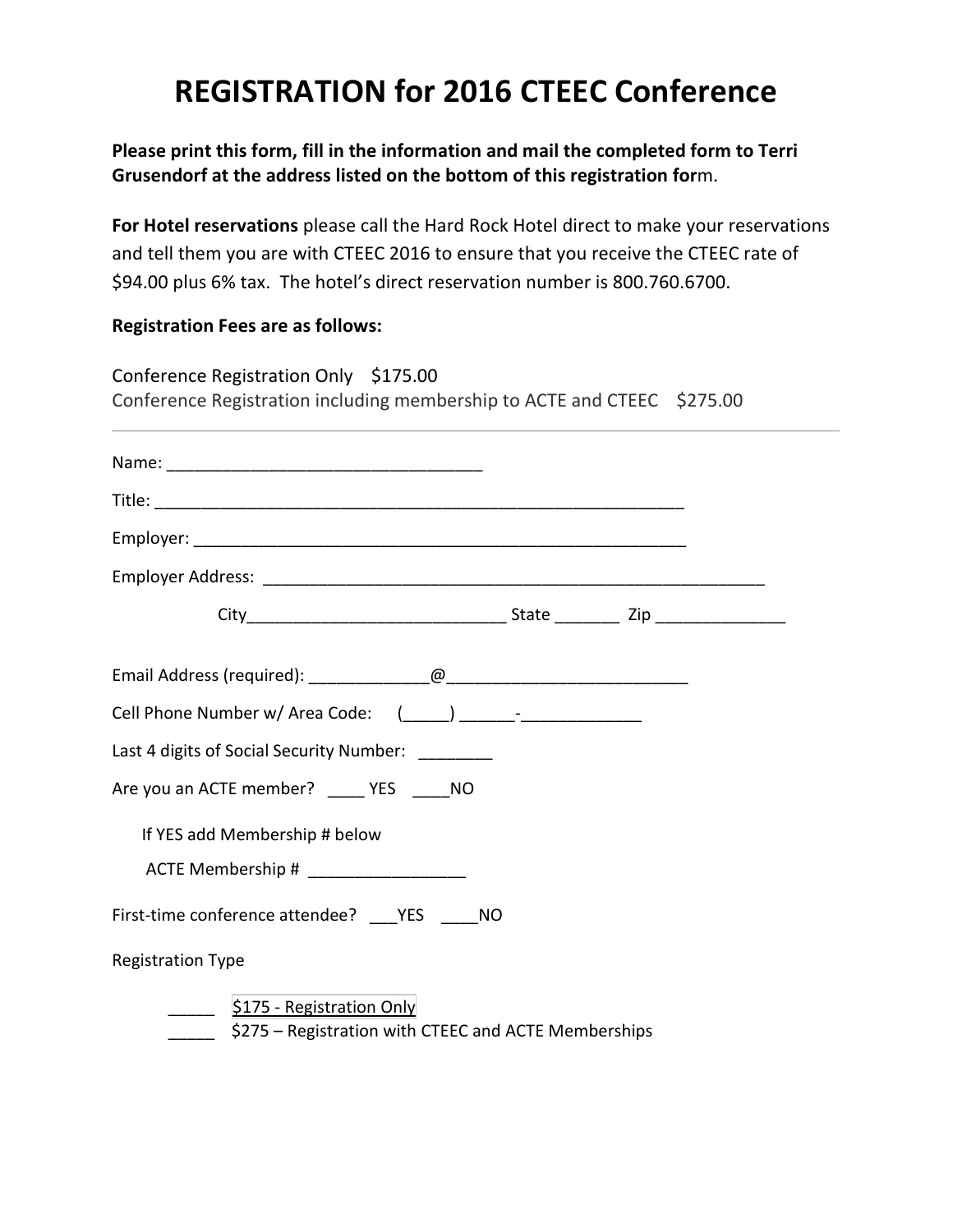# REGISTRATION for 2016 CTEEC Conference

**Please print this form, fill in the information and mail the completed form to Terri Grusendorf at the address listed on the bottom of this registration for**m.

**For Hotel reservations** please call the Hard Rock Hotel direct to make your reservations and tell them you are with CTEEC 2016 to ensure that you receive the CTEEC rate of $94.00 plus 6% tax. The hotel's direct reservation number is 800.760.6700.

**Registration Fees are as follows:**

Conference Registration Only $175.00
Conference Registration including membership to ACTE and CTEEC $275.00

---

Name: ______________________________

Title: ______________________________________________________

Employer: __________________________________________________

Employer Address: ___________________________________________________

City__________________________ State _______ Zip ______________

Email Address (required): _____________@_________________________

Cell Phone Number w/ Area Code: (_____) ______-_____________

Last 4 digits of Social Security Number: ________

Are you an ACTE member? ____ YES ____NO

If YES add Membership # below

ACTE Membership # _________________

First-time conference attendee? ___YES ____NO

Registration Type

_____ $175 - Registration Only
_____ $275 – Registration with CTEEC and ACTE Memberships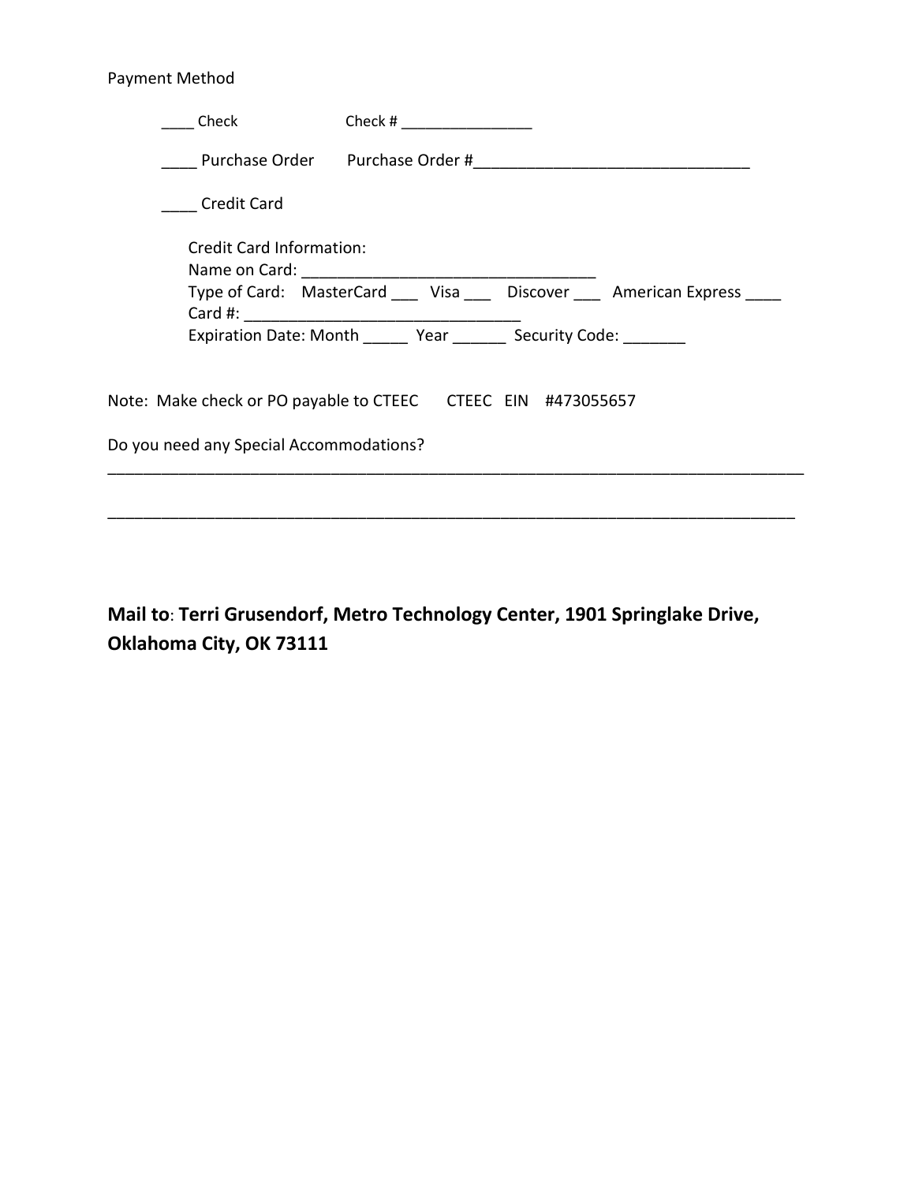Payment Method

____ Check Check # _______________

____ Purchase Order Purchase Order #______________________________

____ Credit Card

Credit Card Information:
Name on Card: ________________________________
Type of Card: MasterCard ___ Visa ___ Discover ___ American Express ____
Card #: ______________________________
Expiration Date: Month _____ Year ______ Security Code: _______

Note: Make check or PO payable to CTEEC CTEEC EIN #473055657

Do you need any Special Accommodations?
___________________________________________________________________________

___________________________________________________________________________

**Mail to: Terri Grusendorf, Metro Technology Center, 1901 Springlake Drive, Oklahoma City, OK 73111**